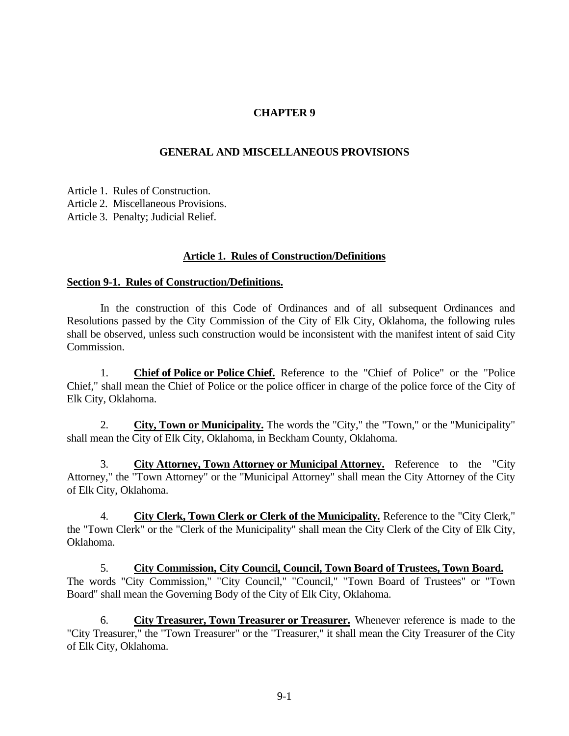# CHAPTER 9

## GENERAL AND MISCELLANEOUS PROVISIONS

Article 1. Rules of Construction.
Article 2. Miscellaneous Provisions.
Article 3. Penalty; Judicial Relief.

### Article 1. Rules of Construction/Definitions

#### Section 9-1. Rules of Construction/Definitions.

In the construction of this Code of Ordinances and of all subsequent Ordinances and Resolutions passed by the City Commission of the City of Elk City, Oklahoma, the following rules shall be observed, unless such construction would be inconsistent with the manifest intent of said City Commission.

1. **Chief of Police or Police Chief.** Reference to the "Chief of Police" or the "Police Chief," shall mean the Chief of Police or the police officer in charge of the police force of the City of Elk City, Oklahoma.

2. **City, Town or Municipality.** The words the "City," the "Town," or the "Municipality" shall mean the City of Elk City, Oklahoma, in Beckham County, Oklahoma.

3. **City Attorney, Town Attorney or Municipal Attorney.** Reference to the "City Attorney," the "Town Attorney" or the "Municipal Attorney" shall mean the City Attorney of the City of Elk City, Oklahoma.

4. **City Clerk, Town Clerk or Clerk of the Municipality.** Reference to the "City Clerk," the "Town Clerk" or the "Clerk of the Municipality" shall mean the City Clerk of the City of Elk City, Oklahoma.

5. **City Commission, City Council, Council, Town Board of Trustees, Town Board.** The words "City Commission," "City Council," "Council," "Town Board of Trustees" or "Town Board" shall mean the Governing Body of the City of Elk City, Oklahoma.

6. **City Treasurer, Town Treasurer or Treasurer.** Whenever reference is made to the "City Treasurer," the "Town Treasurer" or the "Treasurer," it shall mean the City Treasurer of the City of Elk City, Oklahoma.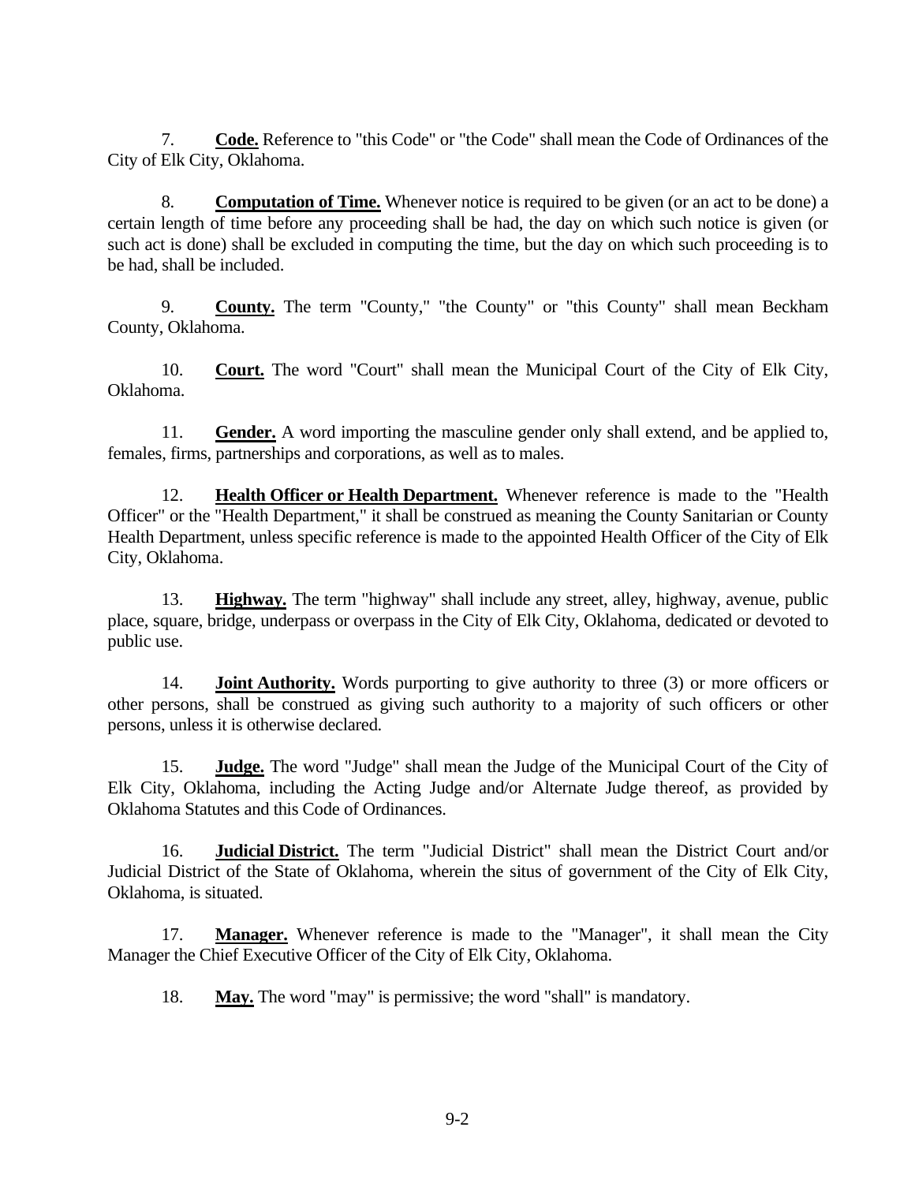7. **Code.** Reference to "this Code" or "the Code" shall mean the Code of Ordinances of the City of Elk City, Oklahoma.

8. **Computation of Time.** Whenever notice is required to be given (or an act to be done) a certain length of time before any proceeding shall be had, the day on which such notice is given (or such act is done) shall be excluded in computing the time, but the day on which such proceeding is to be had, shall be included.

9. **County.** The term "County," "the County" or "this County" shall mean Beckham County, Oklahoma.

10. **Court.** The word "Court" shall mean the Municipal Court of the City of Elk City, Oklahoma.

11. **Gender.** A word importing the masculine gender only shall extend, and be applied to, females, firms, partnerships and corporations, as well as to males.

12. **Health Officer or Health Department.** Whenever reference is made to the "Health Officer" or the "Health Department," it shall be construed as meaning the County Sanitarian or County Health Department, unless specific reference is made to the appointed Health Officer of the City of Elk City, Oklahoma.

13. **Highway.** The term "highway" shall include any street, alley, highway, avenue, public place, square, bridge, underpass or overpass in the City of Elk City, Oklahoma, dedicated or devoted to public use.

14. **Joint Authority.** Words purporting to give authority to three (3) or more officers or other persons, shall be construed as giving such authority to a majority of such officers or other persons, unless it is otherwise declared.

15. **Judge.** The word "Judge" shall mean the Judge of the Municipal Court of the City of Elk City, Oklahoma, including the Acting Judge and/or Alternate Judge thereof, as provided by Oklahoma Statutes and this Code of Ordinances.

16. **Judicial District.** The term "Judicial District" shall mean the District Court and/or Judicial District of the State of Oklahoma, wherein the situs of government of the City of Elk City, Oklahoma, is situated.

17. **Manager.** Whenever reference is made to the "Manager", it shall mean the City Manager the Chief Executive Officer of the City of Elk City, Oklahoma.

18. **May.** The word "may" is permissive; the word "shall" is mandatory.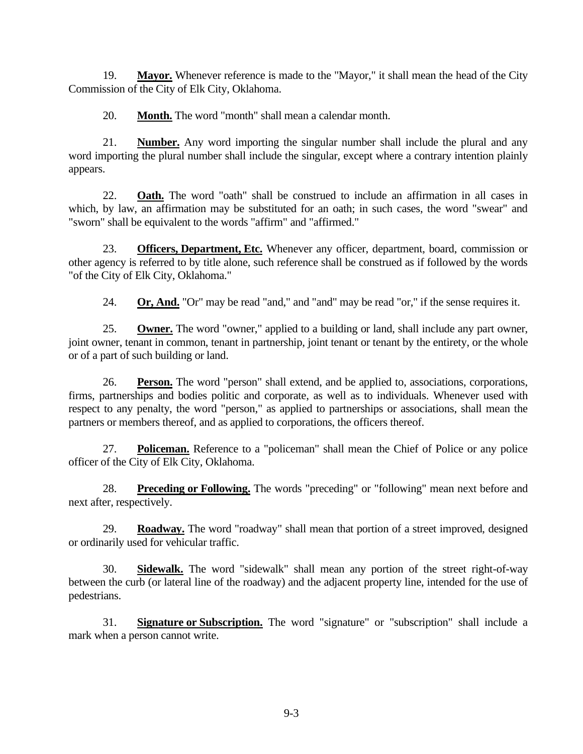19. **Mayor.** Whenever reference is made to the "Mayor," it shall mean the head of the City Commission of the City of Elk City, Oklahoma.

20. **Month.** The word "month" shall mean a calendar month.

21. **Number.** Any word importing the singular number shall include the plural and any word importing the plural number shall include the singular, except where a contrary intention plainly appears.

22. **Oath.** The word "oath" shall be construed to include an affirmation in all cases in which, by law, an affirmation may be substituted for an oath; in such cases, the word "swear" and "sworn" shall be equivalent to the words "affirm" and "affirmed."

23. **Officers, Department, Etc.** Whenever any officer, department, board, commission or other agency is referred to by title alone, such reference shall be construed as if followed by the words "of the City of Elk City, Oklahoma."

24. **Or, And.** "Or" may be read "and," and "and" may be read "or," if the sense requires it.

25. **Owner.** The word "owner," applied to a building or land, shall include any part owner, joint owner, tenant in common, tenant in partnership, joint tenant or tenant by the entirety, or the whole or of a part of such building or land.

26. **Person.** The word "person" shall extend, and be applied to, associations, corporations, firms, partnerships and bodies politic and corporate, as well as to individuals. Whenever used with respect to any penalty, the word "person," as applied to partnerships or associations, shall mean the partners or members thereof, and as applied to corporations, the officers thereof.

27. **Policeman.** Reference to a "policeman" shall mean the Chief of Police or any police officer of the City of Elk City, Oklahoma.

28. **Preceding or Following.** The words "preceding" or "following" mean next before and next after, respectively.

29. **Roadway.** The word "roadway" shall mean that portion of a street improved, designed or ordinarily used for vehicular traffic.

30. **Sidewalk.** The word "sidewalk" shall mean any portion of the street right-of-way between the curb (or lateral line of the roadway) and the adjacent property line, intended for the use of pedestrians.

31. **Signature or Subscription.** The word "signature" or "subscription" shall include a mark when a person cannot write.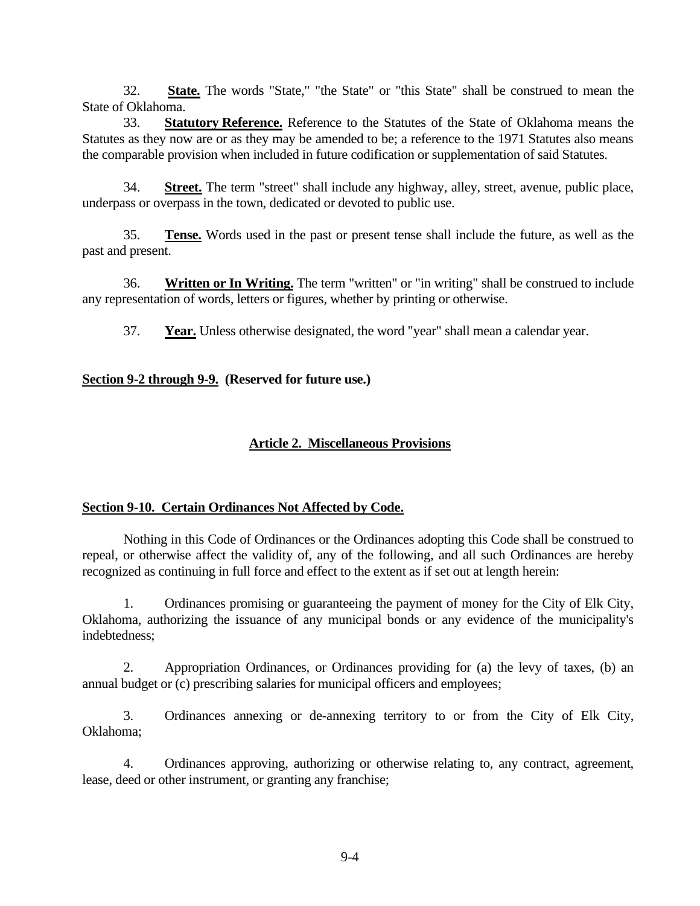32. **State.** The words "State," "the State" or "this State" shall be construed to mean the State of Oklahoma.

33. **Statutory Reference.** Reference to the Statutes of the State of Oklahoma means the Statutes as they now are or as they may be amended to be; a reference to the 1971 Statutes also means the comparable provision when included in future codification or supplementation of said Statutes.

34. **Street.** The term "street" shall include any highway, alley, street, avenue, public place, underpass or overpass in the town, dedicated or devoted to public use.

35. **Tense.** Words used in the past or present tense shall include the future, as well as the past and present.

36. **Written or In Writing.** The term "written" or "in writing" shall be construed to include any representation of words, letters or figures, whether by printing or otherwise.

37. **Year.** Unless otherwise designated, the word "year" shall mean a calendar year.

**Section 9-2 through 9-9. (Reserved for future use.)**

## Article 2. Miscellaneous Provisions

### Section 9-10. Certain Ordinances Not Affected by Code.

Nothing in this Code of Ordinances or the Ordinances adopting this Code shall be construed to repeal, or otherwise affect the validity of, any of the following, and all such Ordinances are hereby recognized as continuing in full force and effect to the extent as if set out at length herein:

1. Ordinances promising or guaranteeing the payment of money for the City of Elk City, Oklahoma, authorizing the issuance of any municipal bonds or any evidence of the municipality's indebtedness;

2. Appropriation Ordinances, or Ordinances providing for (a) the levy of taxes, (b) an annual budget or (c) prescribing salaries for municipal officers and employees;

3. Ordinances annexing or de-annexing territory to or from the City of Elk City, Oklahoma;

4. Ordinances approving, authorizing or otherwise relating to, any contract, agreement, lease, deed or other instrument, or granting any franchise;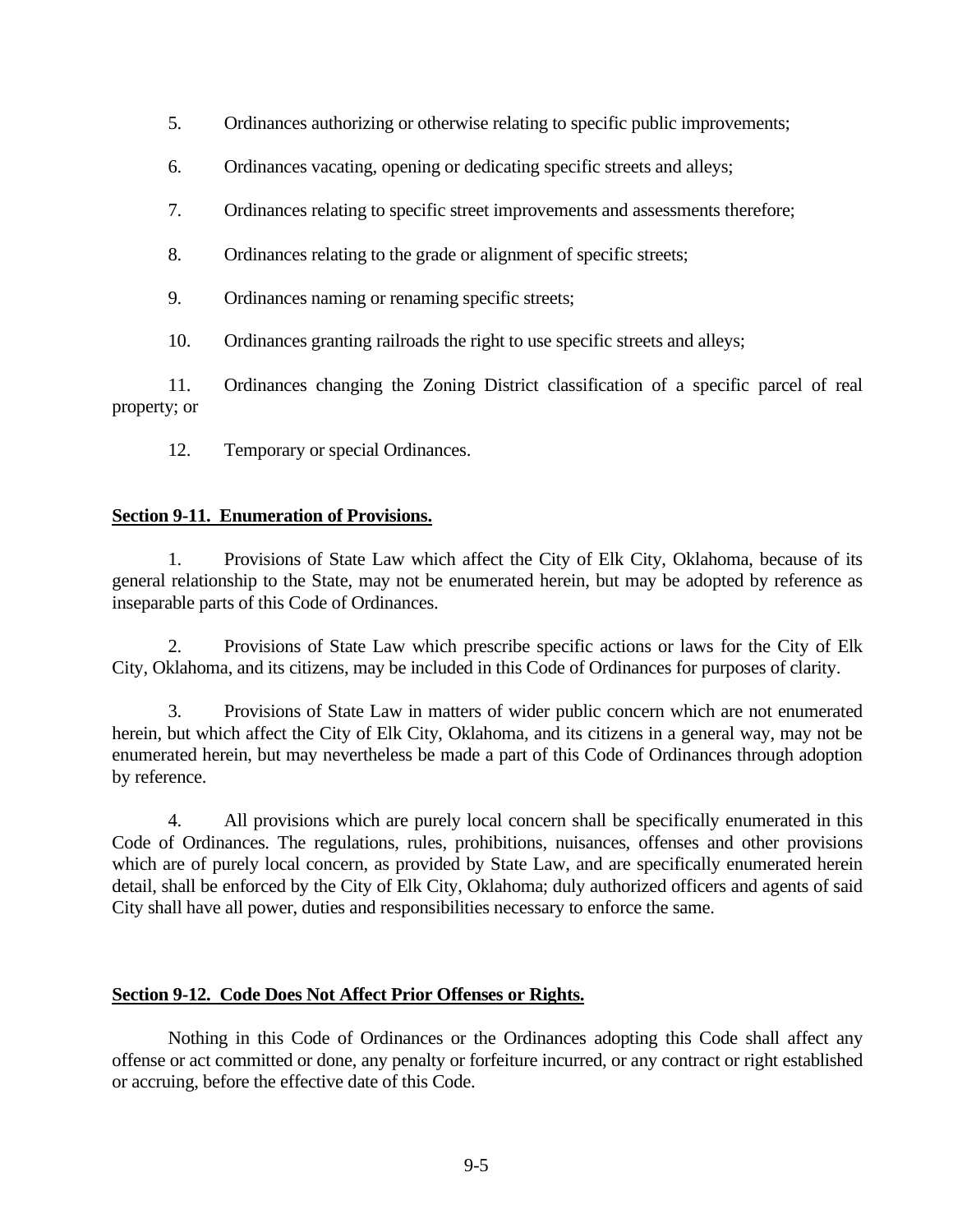5. Ordinances authorizing or otherwise relating to specific public improvements;

6. Ordinances vacating, opening or dedicating specific streets and alleys;

7. Ordinances relating to specific street improvements and assessments therefore;

8. Ordinances relating to the grade or alignment of specific streets;

9. Ordinances naming or renaming specific streets;

10. Ordinances granting railroads the right to use specific streets and alleys;

11. Ordinances changing the Zoning District classification of a specific parcel of real property; or

12. Temporary or special Ordinances.

**Section 9-11. Enumeration of Provisions.**

1. Provisions of State Law which affect the City of Elk City, Oklahoma, because of its general relationship to the State, may not be enumerated herein, but may be adopted by reference as inseparable parts of this Code of Ordinances.

2. Provisions of State Law which prescribe specific actions or laws for the City of Elk City, Oklahoma, and its citizens, may be included in this Code of Ordinances for purposes of clarity.

3. Provisions of State Law in matters of wider public concern which are not enumerated herein, but which affect the City of Elk City, Oklahoma, and its citizens in a general way, may not be enumerated herein, but may nevertheless be made a part of this Code of Ordinances through adoption by reference.

4. All provisions which are purely local concern shall be specifically enumerated in this Code of Ordinances. The regulations, rules, prohibitions, nuisances, offenses and other provisions which are of purely local concern, as provided by State Law, and are specifically enumerated herein detail, shall be enforced by the City of Elk City, Oklahoma; duly authorized officers and agents of said City shall have all power, duties and responsibilities necessary to enforce the same.

**Section 9-12. Code Does Not Affect Prior Offenses or Rights.**

Nothing in this Code of Ordinances or the Ordinances adopting this Code shall affect any offense or act committed or done, any penalty or forfeiture incurred, or any contract or right established or accruing, before the effective date of this Code.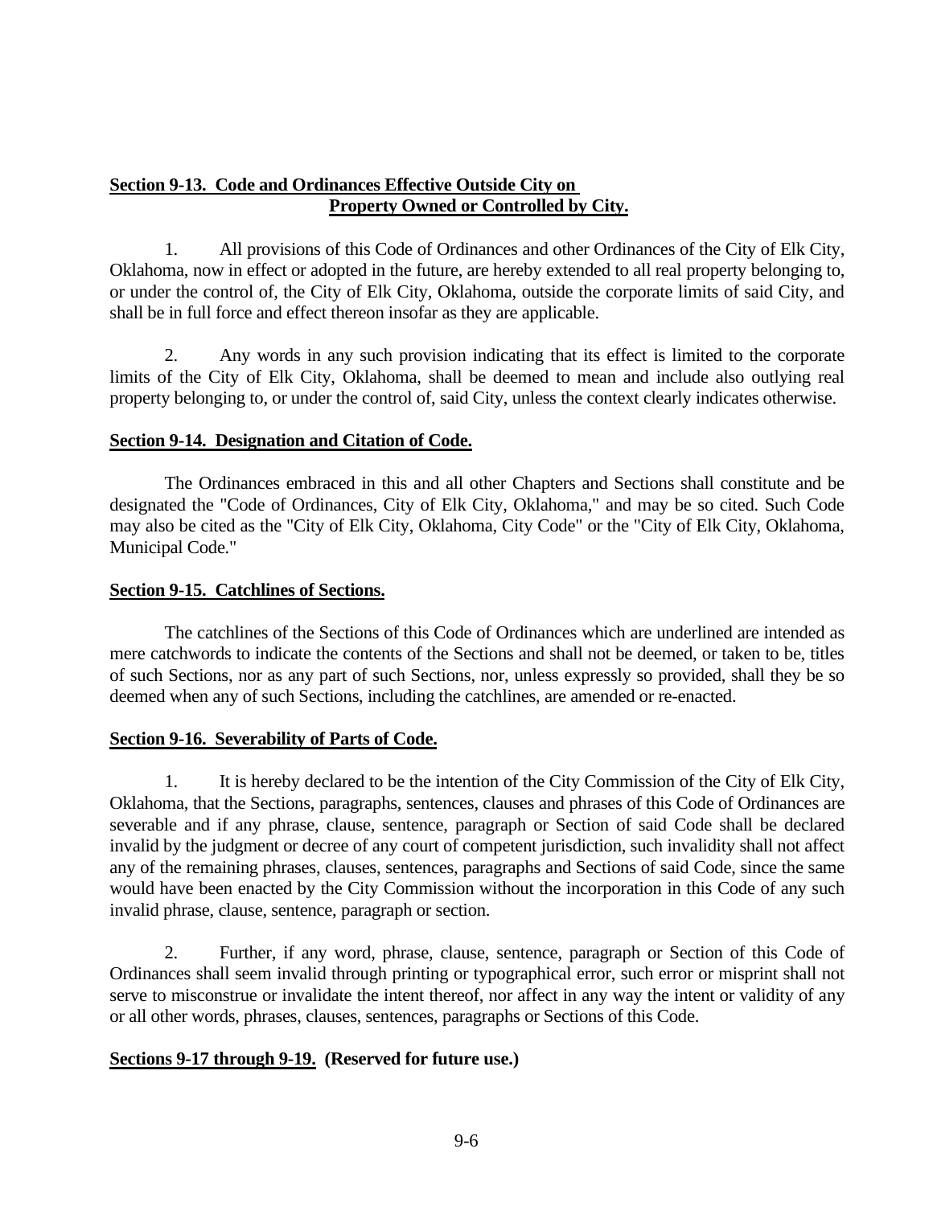## **Section 9-13. Code and Ordinances Effective Outside City on Property Owned or Controlled by City.**

1. All provisions of this Code of Ordinances and other Ordinances of the City of Elk City, Oklahoma, now in effect or adopted in the future, are hereby extended to all real property belonging to, or under the control of, the City of Elk City, Oklahoma, outside the corporate limits of said City, and shall be in full force and effect thereon insofar as they are applicable.

2. Any words in any such provision indicating that its effect is limited to the corporate limits of the City of Elk City, Oklahoma, shall be deemed to mean and include also outlying real property belonging to, or under the control of, said City, unless the context clearly indicates otherwise.

## **Section 9-14. Designation and Citation of Code.**

The Ordinances embraced in this and all other Chapters and Sections shall constitute and be designated the "Code of Ordinances, City of Elk City, Oklahoma," and may be so cited. Such Code may also be cited as the "City of Elk City, Oklahoma, City Code" or the "City of Elk City, Oklahoma, Municipal Code."

## **Section 9-15. Catchlines of Sections.**

The catchlines of the Sections of this Code of Ordinances which are underlined are intended as mere catchwords to indicate the contents of the Sections and shall not be deemed, or taken to be, titles of such Sections, nor as any part of such Sections, nor, unless expressly so provided, shall they be so deemed when any of such Sections, including the catchlines, are amended or re-enacted.

## **Section 9-16. Severability of Parts of Code.**

1. It is hereby declared to be the intention of the City Commission of the City of Elk City, Oklahoma, that the Sections, paragraphs, sentences, clauses and phrases of this Code of Ordinances are severable and if any phrase, clause, sentence, paragraph or Section of said Code shall be declared invalid by the judgment or decree of any court of competent jurisdiction, such invalidity shall not affect any of the remaining phrases, clauses, sentences, paragraphs and Sections of said Code, since the same would have been enacted by the City Commission without the incorporation in this Code of any such invalid phrase, clause, sentence, paragraph or section.

2. Further, if any word, phrase, clause, sentence, paragraph or Section of this Code of Ordinances shall seem invalid through printing or typographical error, such error or misprint shall not serve to misconstrue or invalidate the intent thereof, nor affect in any way the intent or validity of any or all other words, phrases, clauses, sentences, paragraphs or Sections of this Code.

## **Sections 9-17 through 9-19. (Reserved for future use.)**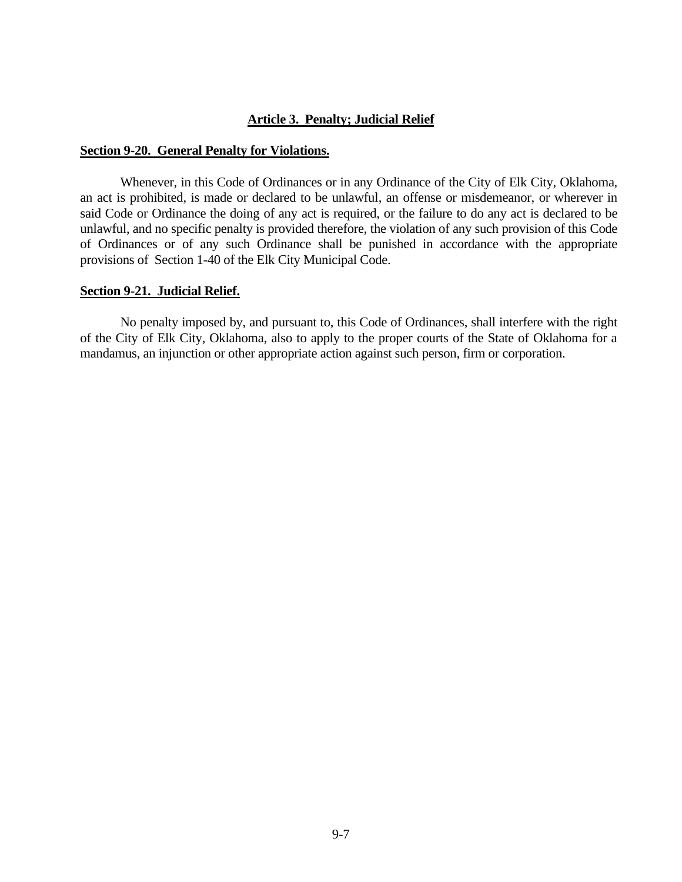## Article 3. Penalty; Judicial Relief

### Section 9-20. General Penalty for Violations.

Whenever, in this Code of Ordinances or in any Ordinance of the City of Elk City, Oklahoma, an act is prohibited, is made or declared to be unlawful, an offense or misdemeanor, or wherever in said Code or Ordinance the doing of any act is required, or the failure to do any act is declared to be unlawful, and no specific penalty is provided therefore, the violation of any such provision of this Code of Ordinances or of any such Ordinance shall be punished in accordance with the appropriate provisions of Section 1-40 of the Elk City Municipal Code.

### Section 9-21. Judicial Relief.

No penalty imposed by, and pursuant to, this Code of Ordinances, shall interfere with the right of the City of Elk City, Oklahoma, also to apply to the proper courts of the State of Oklahoma for a mandamus, an injunction or other appropriate action against such person, firm or corporation.